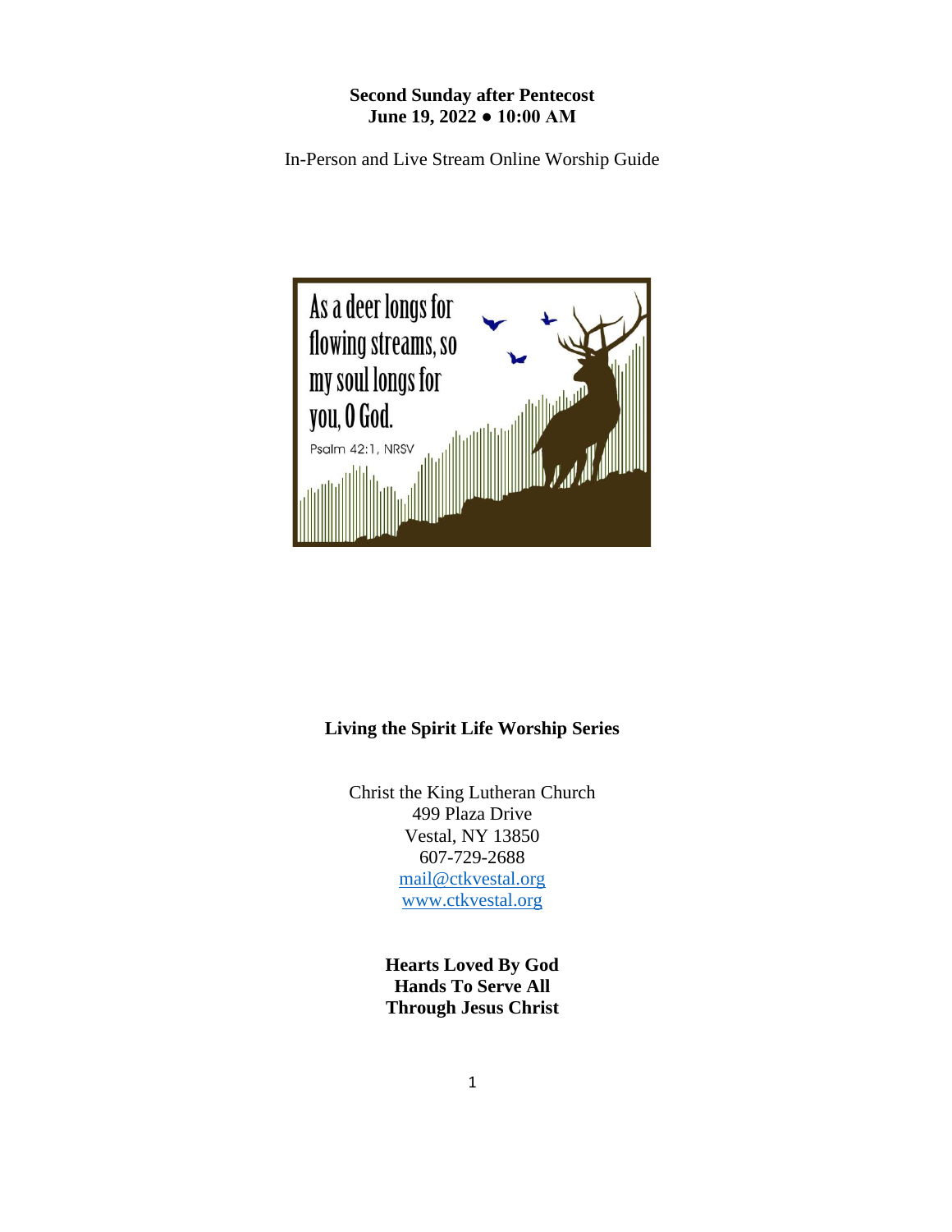**Second Sunday after Pentecost**
**June 19, 2022 ● 10:00 AM**

In-Person and Live Stream Online Worship Guide

As a deer longs for flowing streams, so my soul longs for you, O God.

Psalm 42:1, NRSV

**Living the Spirit Life Worship Series**

Christ the King Lutheran Church
499 Plaza Drive
Vestal, NY 13850
607-729-2688
mail@ctkvestal.org
www.ctkvestal.org

**Hearts Loved By God**
**Hands To Serve All**
**Through Jesus Christ**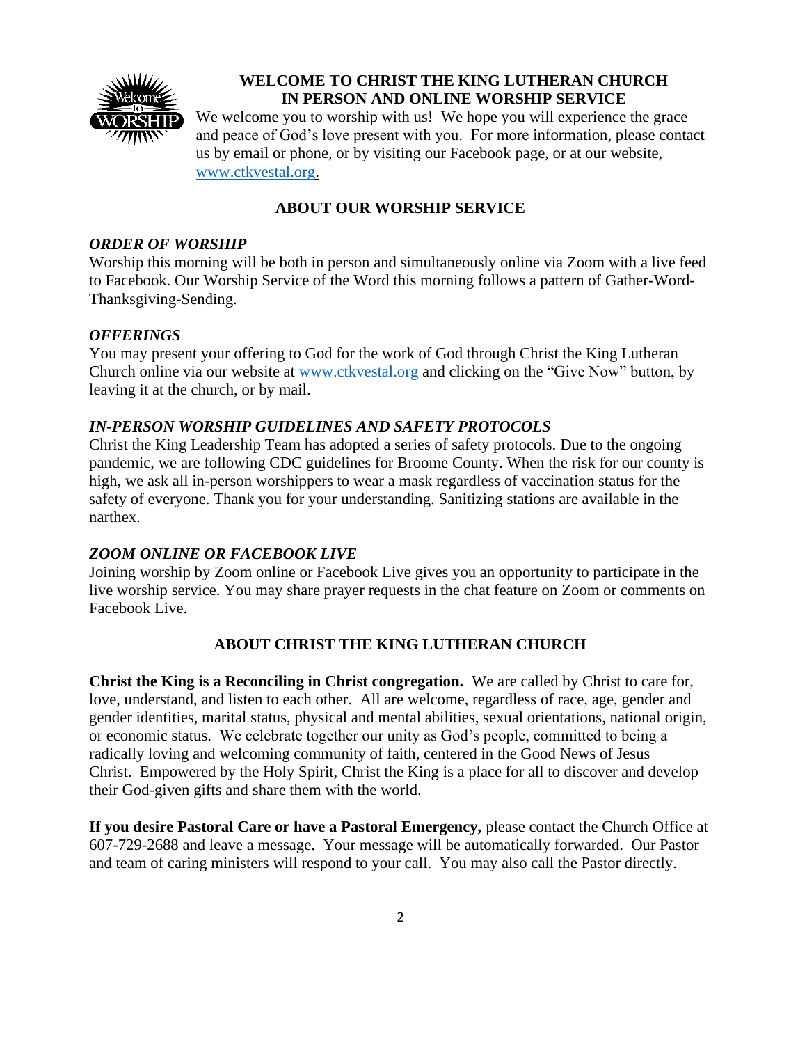## WELCOME TO CHRIST THE KING LUTHERAN CHURCH IN PERSON AND ONLINE WORSHIP SERVICE

We welcome you to worship with us! We hope you will experience the grace and peace of God's love present with you. For more information, please contact us by email or phone, or by visiting our Facebook page, or at our website, www.ctkvestal.org.

## ABOUT OUR WORSHIP SERVICE

### *ORDER OF WORSHIP*

Worship this morning will be both in person and simultaneously online via Zoom with a live feed to Facebook. Our Worship Service of the Word this morning follows a pattern of Gather-Word-Thanksgiving-Sending.

### *OFFERINGS*

You may present your offering to God for the work of God through Christ the King Lutheran Church online via our website at www.ctkvestal.org and clicking on the "Give Now" button, by leaving it at the church, or by mail.

### *IN-PERSON WORSHIP GUIDELINES AND SAFETY PROTOCOLS*

Christ the King Leadership Team has adopted a series of safety protocols. Due to the ongoing pandemic, we are following CDC guidelines for Broome County. When the risk for our county is high, we ask all in-person worshippers to wear a mask regardless of vaccination status for the safety of everyone. Thank you for your understanding. Sanitizing stations are available in the narthex.

### *ZOOM ONLINE OR FACEBOOK LIVE*

Joining worship by Zoom online or Facebook Live gives you an opportunity to participate in the live worship service. You may share prayer requests in the chat feature on Zoom or comments on Facebook Live.

## ABOUT CHRIST THE KING LUTHERAN CHURCH

**Christ the King is a Reconciling in Christ congregation.** We are called by Christ to care for, love, understand, and listen to each other. All are welcome, regardless of race, age, gender and gender identities, marital status, physical and mental abilities, sexual orientations, national origin, or economic status. We celebrate together our unity as God's people, committed to being a radically loving and welcoming community of faith, centered in the Good News of Jesus Christ. Empowered by the Holy Spirit, Christ the King is a place for all to discover and develop their God-given gifts and share them with the world.

**If you desire Pastoral Care or have a Pastoral Emergency,** please contact the Church Office at 607-729-2688 and leave a message. Your message will be automatically forwarded. Our Pastor and team of caring ministers will respond to your call. You may also call the Pastor directly.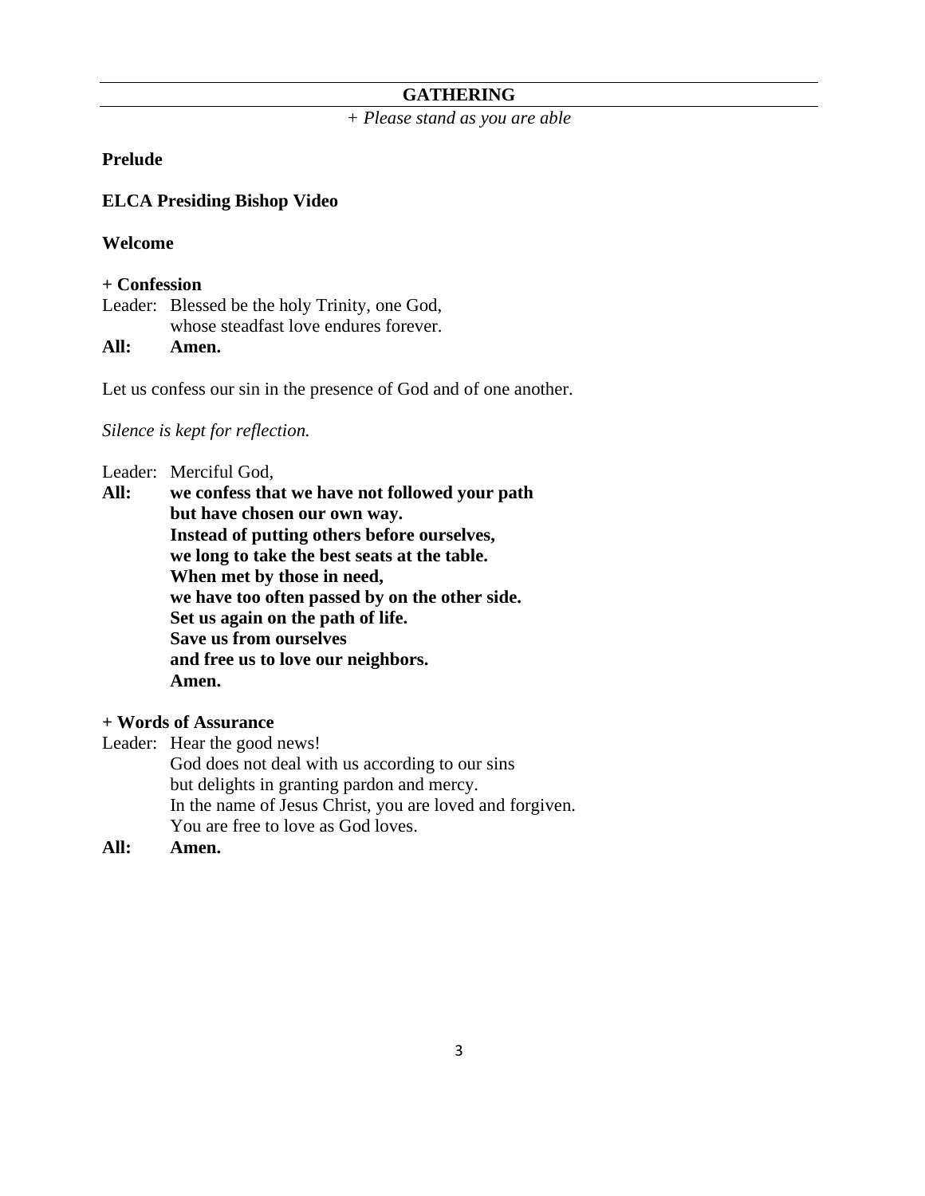## GATHERING

*+ Please stand as you are able*

**Prelude**

**ELCA Presiding Bishop Video**

**Welcome**

**+ Confession**

Leader: Blessed be the holy Trinity, one God,
whose steadfast love endures forever.

**All: Amen.**

Let us confess our sin in the presence of God and of one another.

*Silence is kept for reflection.*

Leader: Merciful God,

**All: we confess that we have not followed your path
but have chosen our own way.
Instead of putting others before ourselves,
we long to take the best seats at the table.
When met by those in need,
we have too often passed by on the other side.
Set us again on the path of life.
Save us from ourselves
and free us to love our neighbors.
Amen.**

**+ Words of Assurance**

Leader: Hear the good news!
God does not deal with us according to our sins
but delights in granting pardon and mercy.
In the name of Jesus Christ, you are loved and forgiven.
You are free to love as God loves.

**All: Amen.**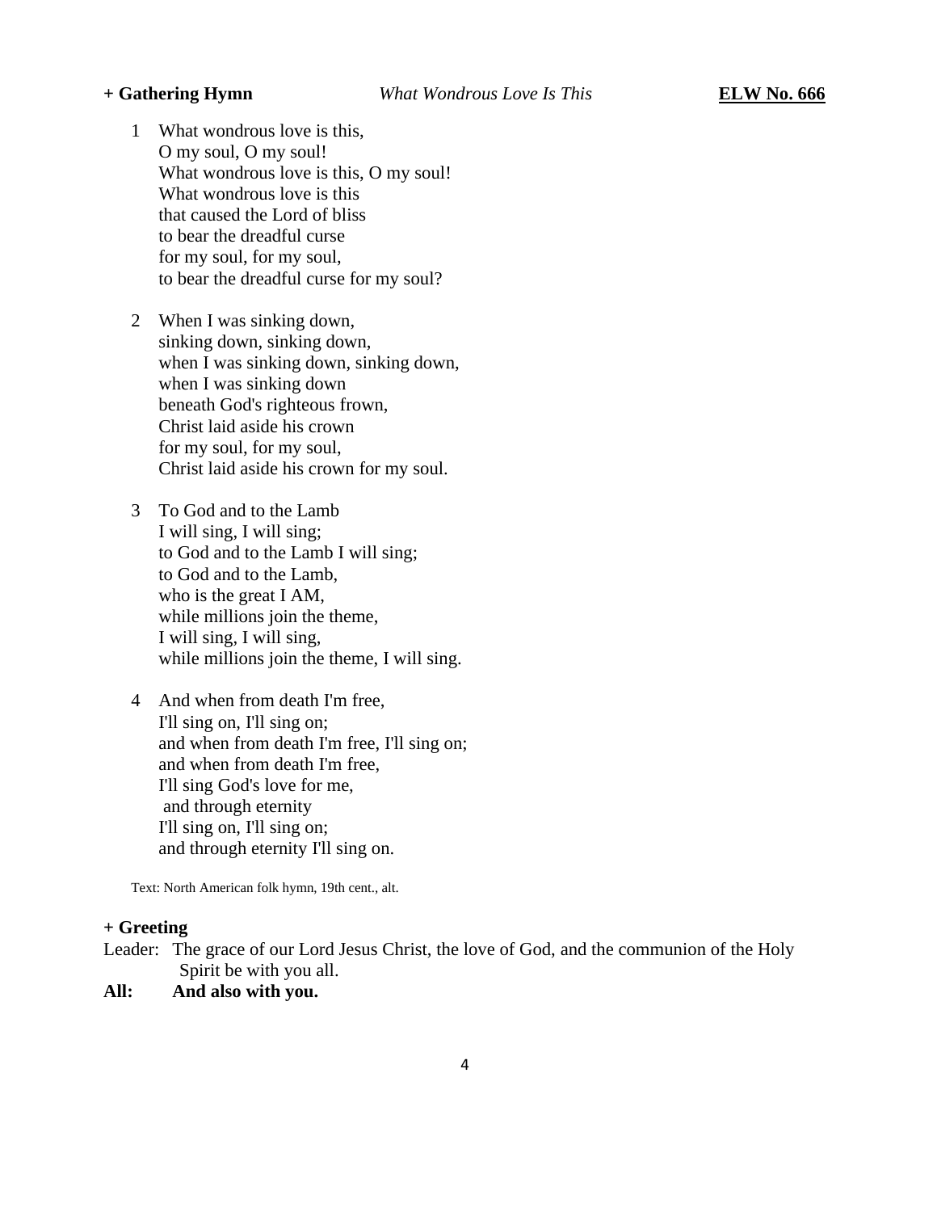**+ Gathering Hymn** *What Wondrous Love Is This* **ELW No. 666**

1 What wondrous love is this,
O my soul, O my soul!
What wondrous love is this, O my soul!
What wondrous love is this
that caused the Lord of bliss
to bear the dreadful curse
for my soul, for my soul,
to bear the dreadful curse for my soul?

2 When I was sinking down,
sinking down, sinking down,
when I was sinking down, sinking down,
when I was sinking down
beneath God's righteous frown,
Christ laid aside his crown
for my soul, for my soul,
Christ laid aside his crown for my soul.

3 To God and to the Lamb
I will sing, I will sing;
to God and to the Lamb I will sing;
to God and to the Lamb,
who is the great I AM,
while millions join the theme,
I will sing, I will sing,
while millions join the theme, I will sing.

4 And when from death I'm free,
I'll sing on, I'll sing on;
and when from death I'm free, I'll sing on;
and when from death I'm free,
I'll sing God's love for me,
and through eternity
I'll sing on, I'll sing on;
and through eternity I'll sing on.

Text: North American folk hymn, 19th cent., alt.

**+ Greeting**

Leader: The grace of our Lord Jesus Christ, the love of God, and the communion of the Holy Spirit be with you all.

**All: And also with you.**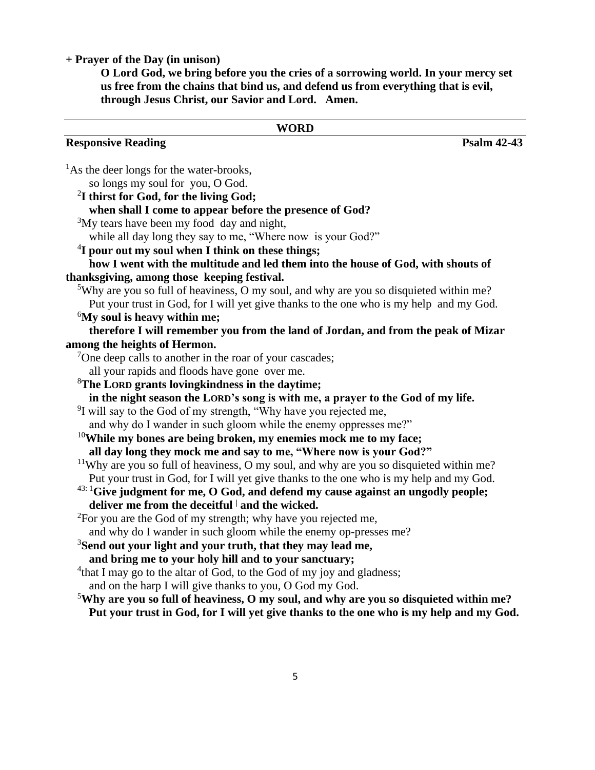**+ Prayer of the Day (in unison)**

**O Lord God, we bring before you the cries of a sorrowing world. In your mercy set us free from the chains that bind us, and defend us from everything that is evil, through Jesus Christ, our Savior and Lord. Amen.**

---

## WORD

**Responsive Reading** **Psalm 42-43**

[1]As the deer longs for the water-brooks,
so longs my soul for you, O God.

**[2]I thirst for God, for the living God;**
**when shall I come to appear before the presence of God?**

[3]My tears have been my food day and night,
while all day long they say to me, "Where now is your God?"

**[4]I pour out my soul when I think on these things;**
**how I went with the multitude and led them into the house of God, with shouts of thanksgiving, among those keeping festival.**

[5]Why are you so full of heaviness, O my soul, and why are you so disquieted within me?
Put your trust in God, for I will yet give thanks to the one who is my help and my God.

**[6]My soul is heavy within me;**
**therefore I will remember you from the land of Jordan, and from the peak of Mizar among the heights of Hermon.**

[7]One deep calls to another in the roar of your cascades;
all your rapids and floods have gone over me.

**[8]The LORD grants lovingkindness in the daytime;**
**in the night season the LORD's song is with me, a prayer to the God of my life.**

[9]I will say to the God of my strength, "Why have you rejected me,
and why do I wander in such gloom while the enemy oppresses me?"

**[10]While my bones are being broken, my enemies mock me to my face;**
**all day long they mock me and say to me, "Where now is your God?"**

[11]Why are you so full of heaviness, O my soul, and why are you so disquieted within me?
Put your trust in God, for I will yet give thanks to the one who is my help and my God.

**[43: 1]Give judgment for me, O God, and defend my cause against an ungodly people;**
**deliver me from the deceitful | and the wicked.**

[2]For you are the God of my strength; why have you rejected me,
and why do I wander in such gloom while the enemy op-presses me?

**[3]Send out your light and your truth, that they may lead me,**
**and bring me to your holy hill and to your sanctuary;**

[4]that I may go to the altar of God, to the God of my joy and gladness;
and on the harp I will give thanks to you, O God my God.

**[5]Why are you so full of heaviness, O my soul, and why are you so disquieted within me?**
**Put your trust in God, for I will yet give thanks to the one who is my help and my God.**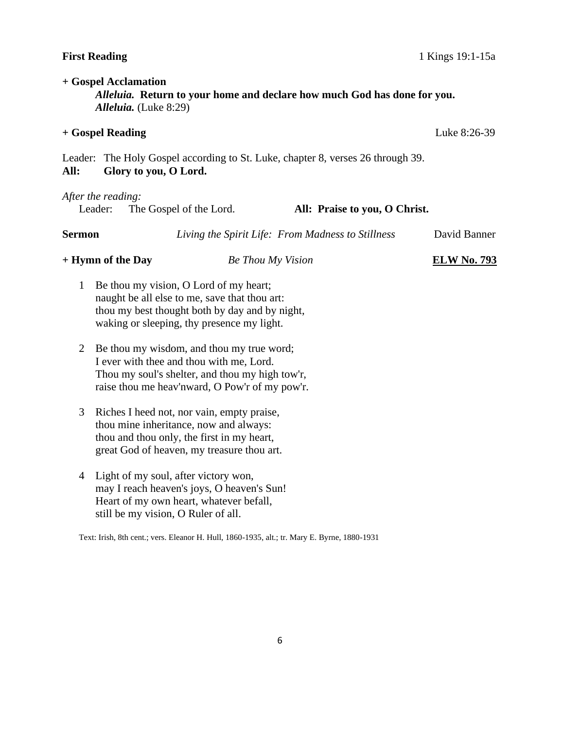**First Reading** 1 Kings 19:1-15a

**+ Gospel Acclamation**

***Alleluia.* Return to your home and declare how much God has done for you.**
***Alleluia.*** (Luke 8:29)

**+ Gospel Reading** Luke 8:26-39

Leader: The Holy Gospel according to St. Luke, chapter 8, verses 26 through 39.
**All: Glory to you, O Lord.**

*After the reading:*
Leader: The Gospel of the Lord. **All: Praise to you, O Christ.**

**Sermon** *Living the Spirit Life: From Madness to Stillness* David Banner

**+ Hymn of the Day** *Be Thou My Vision* **ELW No. 793**

1 Be thou my vision, O Lord of my heart;
naught be all else to me, save that thou art:
thou my best thought both by day and by night,
waking or sleeping, thy presence my light.

2 Be thou my wisdom, and thou my true word;
I ever with thee and thou with me, Lord.
Thou my soul's shelter, and thou my high tow'r,
raise thou me heav'nward, O Pow'r of my pow'r.

3 Riches I heed not, nor vain, empty praise,
thou mine inheritance, now and always:
thou and thou only, the first in my heart,
great God of heaven, my treasure thou art.

4 Light of my soul, after victory won,
may I reach heaven's joys, O heaven's Sun!
Heart of my own heart, whatever befall,
still be my vision, O Ruler of all.

Text: Irish, 8th cent.; vers. Eleanor H. Hull, 1860-1935, alt.; tr. Mary E. Byrne, 1880-1931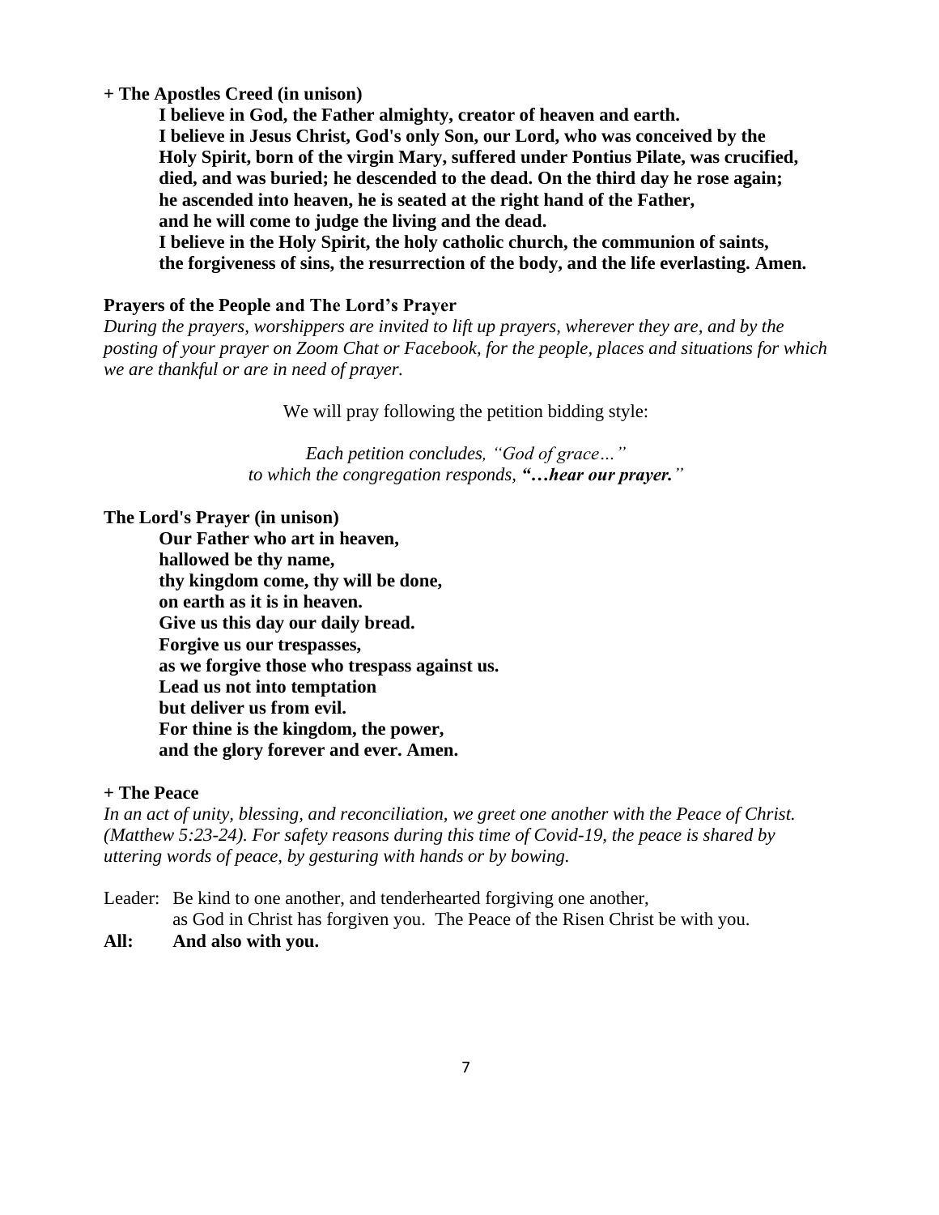**+ The Apostles Creed (in unison)**

> **I believe in God, the Father almighty, creator of heaven and earth.**
> **I believe in Jesus Christ, God's only Son, our Lord, who was conceived by the Holy Spirit, born of the virgin Mary, suffered under Pontius Pilate, was crucified, died, and was buried; he descended to the dead. On the third day he rose again; he ascended into heaven, he is seated at the right hand of the Father, and he will come to judge the living and the dead.**
> **I believe in the Holy Spirit, the holy catholic church, the communion of saints, the forgiveness of sins, the resurrection of the body, and the life everlasting. Amen.**

**Prayers of the People and The Lord's Prayer**

*During the prayers, worshippers are invited to lift up prayers, wherever they are, and by the posting of your prayer on Zoom Chat or Facebook, for the people, places and situations for which we are thankful or are in need of prayer.*

We will pray following the petition bidding style:

*Each petition concludes, "God of grace…"*
*to which the congregation responds,* ***"…hear our prayer."***

**The Lord's Prayer (in unison)**

> **Our Father who art in heaven,**
> **hallowed be thy name,**
> **thy kingdom come, thy will be done,**
> **on earth as it is in heaven.**
> **Give us this day our daily bread.**
> **Forgive us our trespasses,**
> **as we forgive those who trespass against us.**
> **Lead us not into temptation**
> **but deliver us from evil.**
> **For thine is the kingdom, the power,**
> **and the glory forever and ever. Amen.**

**+ The Peace**

*In an act of unity, blessing, and reconciliation, we greet one another with the Peace of Christ. (Matthew 5:23-24). For safety reasons during this time of Covid-19, the peace is shared by uttering words of peace, by gesturing with hands or by bowing.*

Leader: Be kind to one another, and tenderhearted forgiving one another, as God in Christ has forgiven you. The Peace of the Risen Christ be with you.

**All: And also with you.**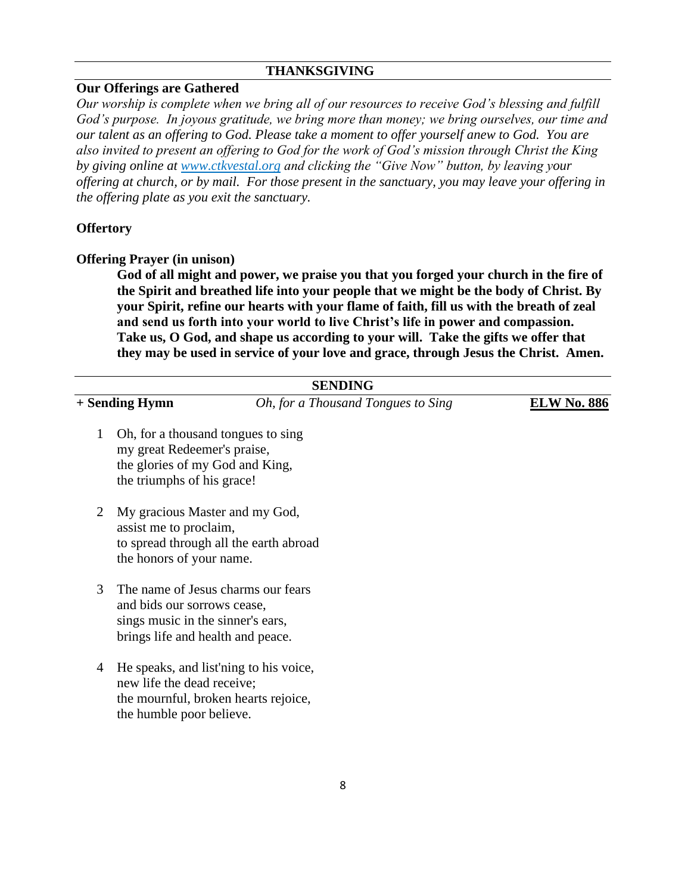## THANKSGIVING

**Our Offerings are Gathered**

*Our worship is complete when we bring all of our resources to receive God's blessing and fulfill God's purpose. In joyous gratitude, we bring more than money; we bring ourselves, our time and our talent as an offering to God. Please take a moment to offer yourself anew to God. You are also invited to present an offering to God for the work of God's mission through Christ the King by giving online at [www.ctkvestal.org](http://www.ctkvestal.org) and clicking the "Give Now" button, by leaving your offering at church, or by mail. For those present in the sanctuary, you may leave your offering in the offering plate as you exit the sanctuary.*

**Offertory**

**Offering Prayer (in unison)**

> **God of all might and power, we praise you that you forged your church in the fire of the Spirit and breathed life into your people that we might be the body of Christ. By your Spirit, refine our hearts with your flame of faith, fill us with the breath of zeal and send us forth into your world to live Christ's life in power and compassion. Take us, O God, and shape us according to your will. Take the gifts we offer that they may be used in service of your love and grace, through Jesus the Christ. Amen.**

## SENDING

**+ Sending Hymn** *Oh, for a Thousand Tongues to Sing* **ELW No. 886**

1 Oh, for a thousand tongues to sing
my great Redeemer's praise,
the glories of my God and King,
the triumphs of his grace!

2 My gracious Master and my God,
assist me to proclaim,
to spread through all the earth abroad
the honors of your name.

3 The name of Jesus charms our fears
and bids our sorrows cease,
sings music in the sinner's ears,
brings life and health and peace.

4 He speaks, and list'ning to his voice,
new life the dead receive;
the mournful, broken hearts rejoice,
the humble poor believe.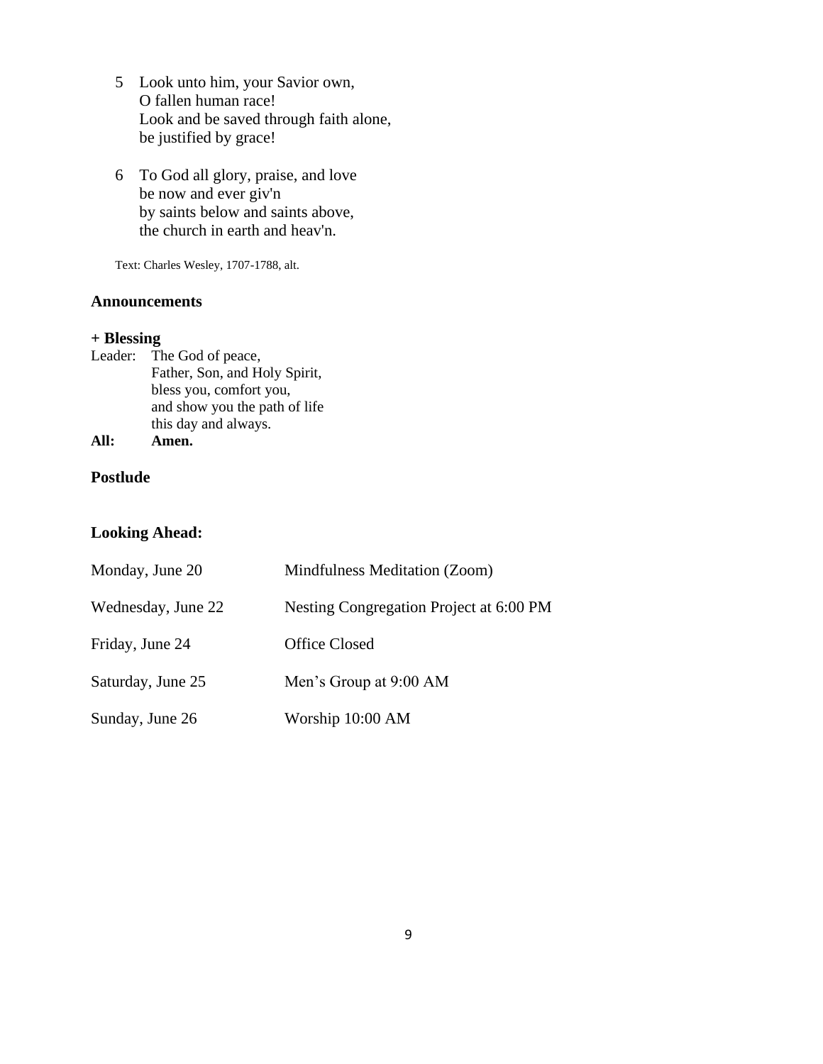5 Look unto him, your Savior own,
O fallen human race!
Look and be saved through faith alone,
be justified by grace!

6 To God all glory, praise, and love
be now and ever giv'n
by saints below and saints above,
the church in earth and heav'n.

Text: Charles Wesley, 1707-1788, alt.

**Announcements**

**+ Blessing**

Leader: The God of peace,
Father, Son, and Holy Spirit,
bless you, comfort you,
and show you the path of life
this day and always.

**All: Amen.**

**Postlude**

**Looking Ahead:**

| | |
|---|---|
| Monday, June 20 | Mindfulness Meditation (Zoom) |
| Wednesday, June 22 | Nesting Congregation Project at 6:00 PM |
| Friday, June 24 | Office Closed |
| Saturday, June 25 | Men's Group at 9:00 AM |
| Sunday, June 26 | Worship 10:00 AM |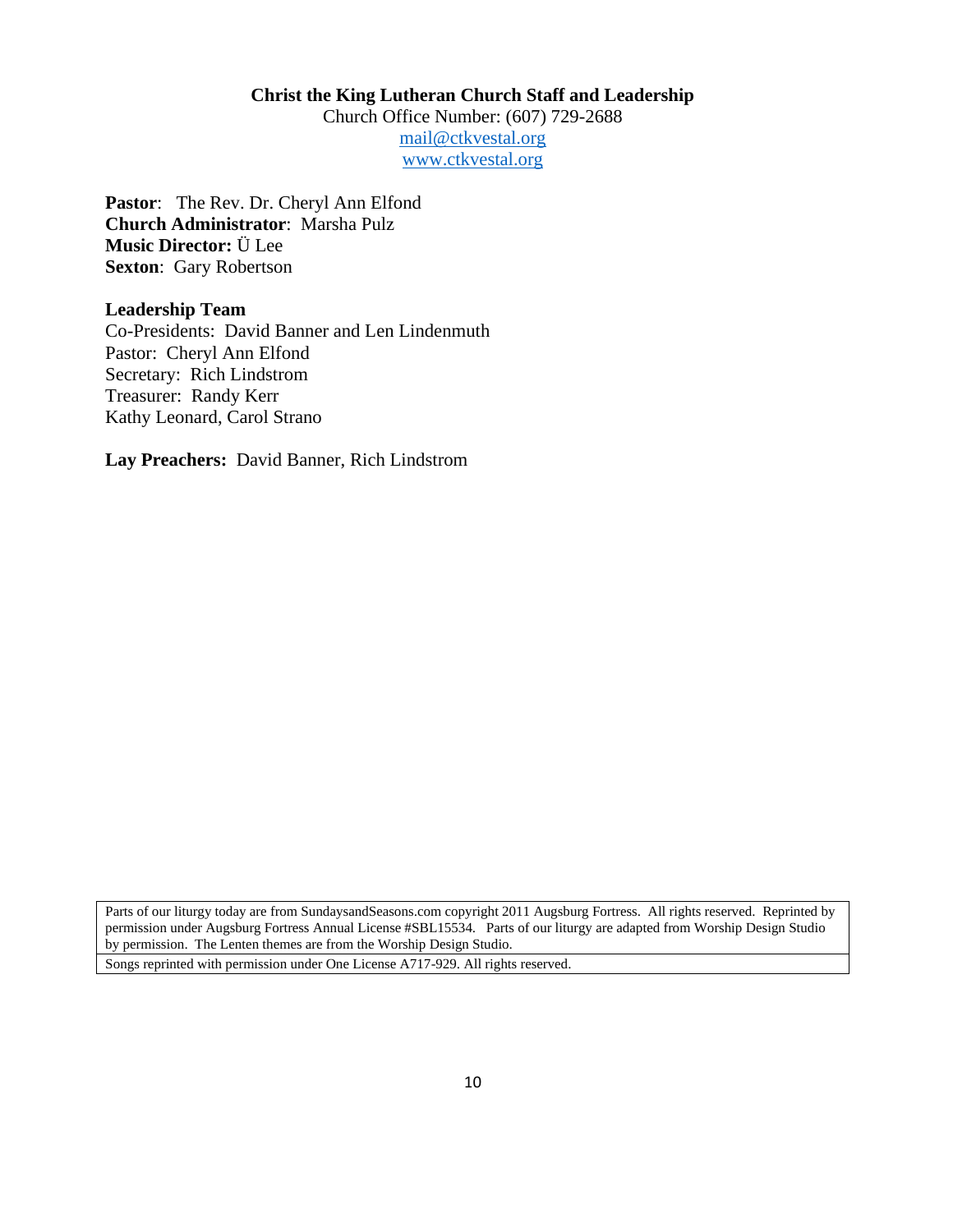**Christ the King Lutheran Church Staff and Leadership**

Church Office Number: (607) 729-2688

mail@ctkvestal.org

www.ctkvestal.org

**Pastor**: The Rev. Dr. Cheryl Ann Elfond
**Church Administrator**: Marsha Pulz
**Music Director:** Ü Lee
**Sexton**: Gary Robertson

**Leadership Team**

Co-Presidents: David Banner and Len Lindenmuth
Pastor: Cheryl Ann Elfond
Secretary: Rich Lindstrom
Treasurer: Randy Kerr
Kathy Leonard, Carol Strano

**Lay Preachers:** David Banner, Rich Lindstrom

Parts of our liturgy today are from SundaysandSeasons.com copyright 2011 Augsburg Fortress. All rights reserved. Reprinted by permission under Augsburg Fortress Annual License #SBL15534. Parts of our liturgy are adapted from Worship Design Studio by permission. The Lenten themes are from the Worship Design Studio.

Songs reprinted with permission under One License A717-929. All rights reserved.